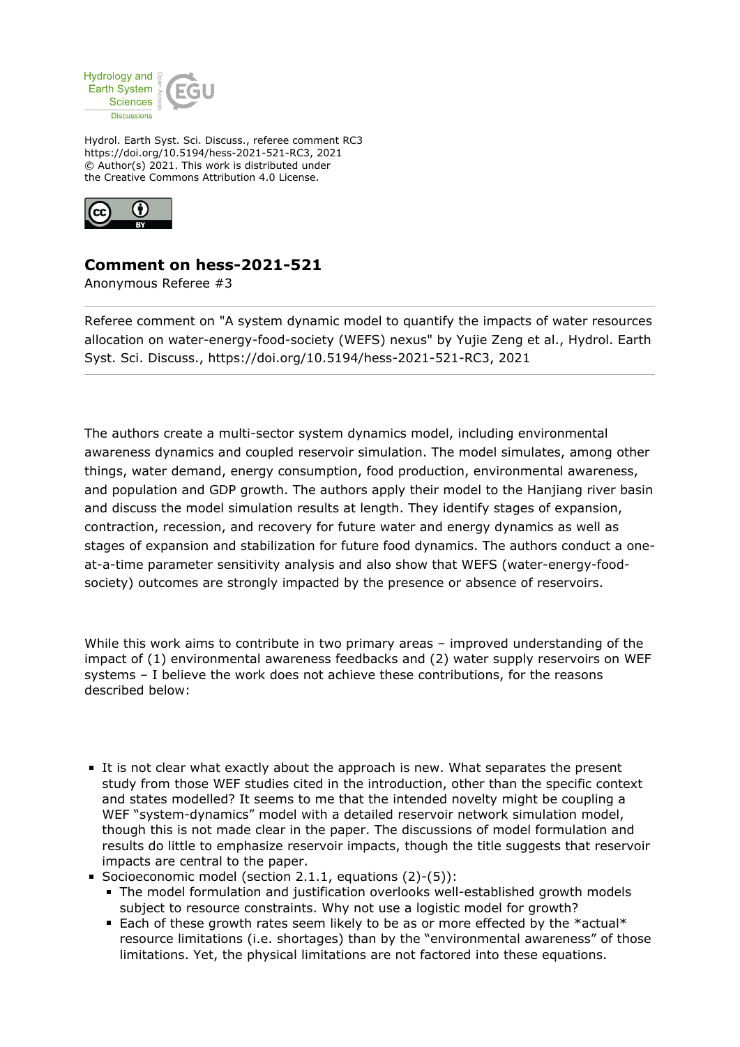Hydrol. Earth Syst. Sci. Discuss., referee comment RC3
https://doi.org/10.5194/hess-2021-521-RC3, 2021
© Author(s) 2021. This work is distributed under
the Creative Commons Attribution 4.0 License.

# Comment on hess-2021-521

Anonymous Referee #3

---

Referee comment on "A system dynamic model to quantify the impacts of water resources allocation on water-energy-food-society (WEFS) nexus" by Yujie Zeng et al., Hydrol. Earth Syst. Sci. Discuss., https://doi.org/10.5194/hess-2021-521-RC3, 2021

---

The authors create a multi-sector system dynamics model, including environmental awareness dynamics and coupled reservoir simulation. The model simulates, among other things, water demand, energy consumption, food production, environmental awareness, and population and GDP growth. The authors apply their model to the Hanjiang river basin and discuss the model simulation results at length. They identify stages of expansion, contraction, recession, and recovery for future water and energy dynamics as well as stages of expansion and stabilization for future food dynamics. The authors conduct a one-at-a-time parameter sensitivity analysis and also show that WEFS (water-energy-food-society) outcomes are strongly impacted by the presence or absence of reservoirs.

While this work aims to contribute in two primary areas – improved understanding of the impact of (1) environmental awareness feedbacks and (2) water supply reservoirs on WEF systems – I believe the work does not achieve these contributions, for the reasons described below:

- It is not clear what exactly about the approach is new. What separates the present study from those WEF studies cited in the introduction, other than the specific context and states modelled? It seems to me that the intended novelty might be coupling a WEF "system-dynamics" model with a detailed reservoir network simulation model, though this is not made clear in the paper. The discussions of model formulation and results do little to emphasize reservoir impacts, though the title suggests that reservoir impacts are central to the paper.
- Socioeconomic model (section 2.1.1, equations (2)-(5)):
  - The model formulation and justification overlooks well-established growth models subject to resource constraints. Why not use a logistic model for growth?
  - Each of these growth rates seem likely to be as or more effected by the *actual* resource limitations (i.e. shortages) than by the "environmental awareness" of those limitations. Yet, the physical limitations are not factored into these equations.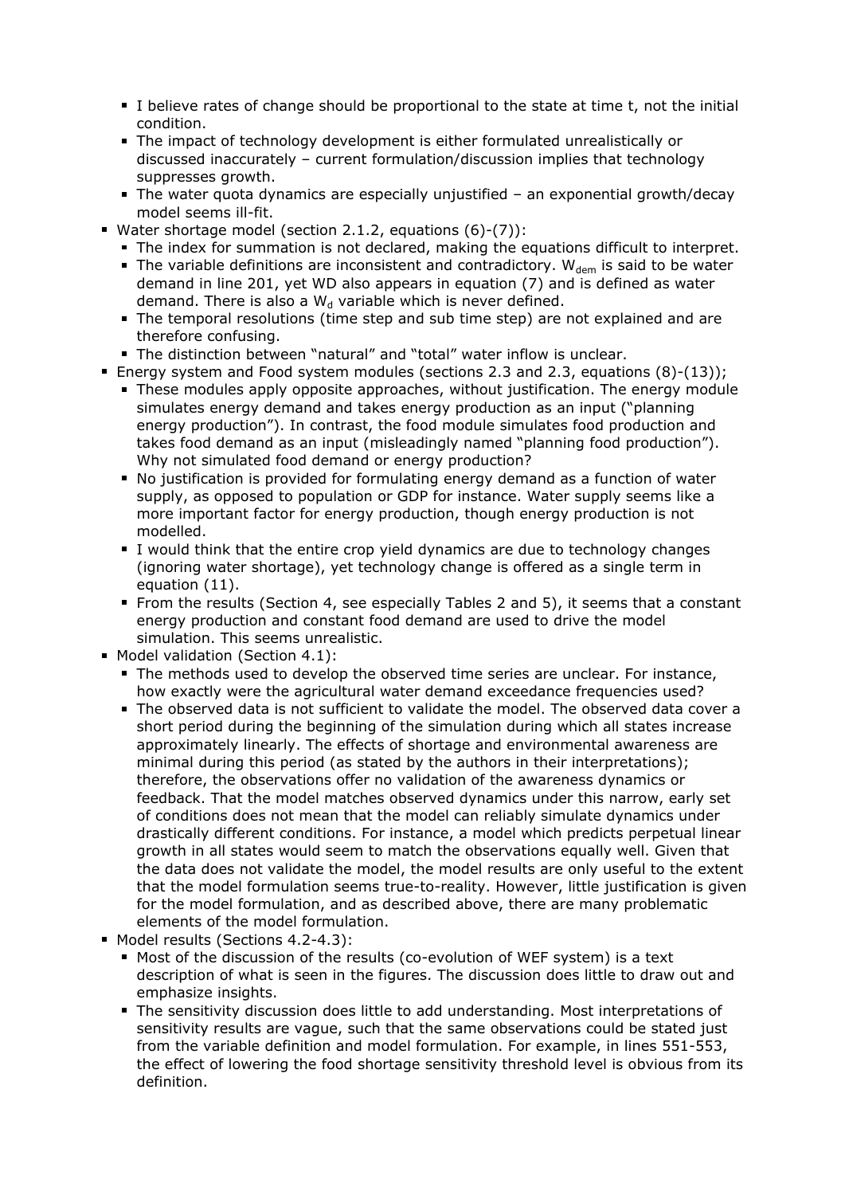- I believe rates of change should be proportional to the state at time t, not the initial condition.
    - The impact of technology development is either formulated unrealistically or discussed inaccurately – current formulation/discussion implies that technology suppresses growth.
    - The water quota dynamics are especially unjustified – an exponential growth/decay model seems ill-fit.
- Water shortage model (section 2.1.2, equations (6)-(7)):
    - The index for summation is not declared, making the equations difficult to interpret.
    - The variable definitions are inconsistent and contradictory. $W_{dem}$ is said to be water demand in line 201, yet WD also appears in equation (7) and is defined as water demand. There is also a $W_d$ variable which is never defined.
    - The temporal resolutions (time step and sub time step) are not explained and are therefore confusing.
    - The distinction between "natural" and "total" water inflow is unclear.
- Energy system and Food system modules (sections 2.3 and 2.3, equations (8)-(13));
    - These modules apply opposite approaches, without justification. The energy module simulates energy demand and takes energy production as an input ("planning energy production"). In contrast, the food module simulates food production and takes food demand as an input (misleadingly named "planning food production"). Why not simulated food demand or energy production?
    - No justification is provided for formulating energy demand as a function of water supply, as opposed to population or GDP for instance. Water supply seems like a more important factor for energy production, though energy production is not modelled.
    - I would think that the entire crop yield dynamics are due to technology changes (ignoring water shortage), yet technology change is offered as a single term in equation (11).
    - From the results (Section 4, see especially Tables 2 and 5), it seems that a constant energy production and constant food demand are used to drive the model simulation. This seems unrealistic.
- Model validation (Section 4.1):
    - The methods used to develop the observed time series are unclear. For instance, how exactly were the agricultural water demand exceedance frequencies used?
    - The observed data is not sufficient to validate the model. The observed data cover a short period during the beginning of the simulation during which all states increase approximately linearly. The effects of shortage and environmental awareness are minimal during this period (as stated by the authors in their interpretations); therefore, the observations offer no validation of the awareness dynamics or feedback. That the model matches observed dynamics under this narrow, early set of conditions does not mean that the model can reliably simulate dynamics under drastically different conditions. For instance, a model which predicts perpetual linear growth in all states would seem to match the observations equally well. Given that the data does not validate the model, the model results are only useful to the extent that the model formulation seems true-to-reality. However, little justification is given for the model formulation, and as described above, there are many problematic elements of the model formulation.
- Model results (Sections 4.2-4.3):
    - Most of the discussion of the results (co-evolution of WEF system) is a text description of what is seen in the figures. The discussion does little to draw out and emphasize insights.
    - The sensitivity discussion does little to add understanding. Most interpretations of sensitivity results are vague, such that the same observations could be stated just from the variable definition and model formulation. For example, in lines 551-553, the effect of lowering the food shortage sensitivity threshold level is obvious from its definition.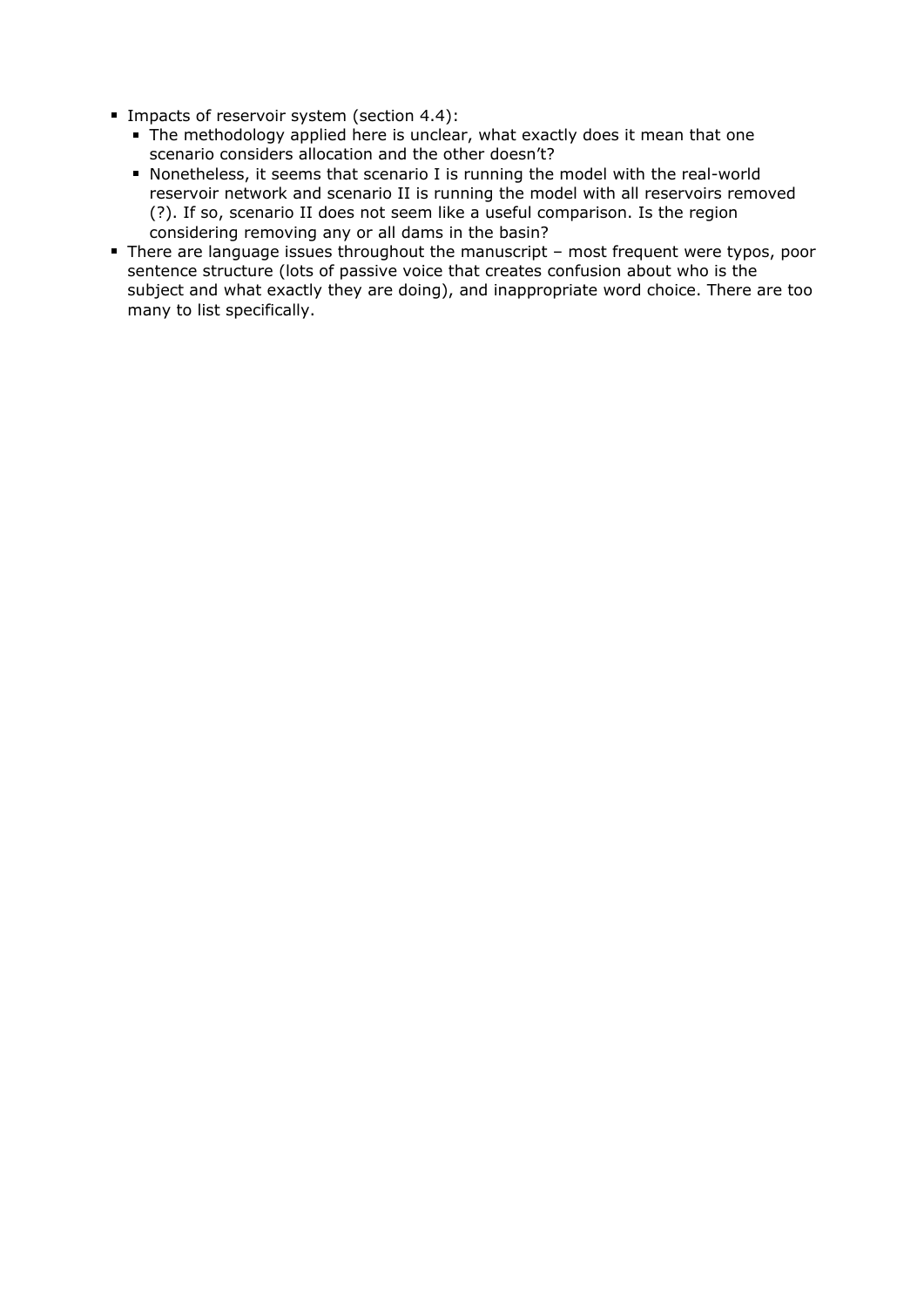- Impacts of reservoir system (section 4.4):
  - The methodology applied here is unclear, what exactly does it mean that one scenario considers allocation and the other doesn't?
  - Nonetheless, it seems that scenario I is running the model with the real-world reservoir network and scenario II is running the model with all reservoirs removed (?). If so, scenario II does not seem like a useful comparison. Is the region considering removing any or all dams in the basin?
- There are language issues throughout the manuscript – most frequent were typos, poor sentence structure (lots of passive voice that creates confusion about who is the subject and what exactly they are doing), and inappropriate word choice. There are too many to list specifically.